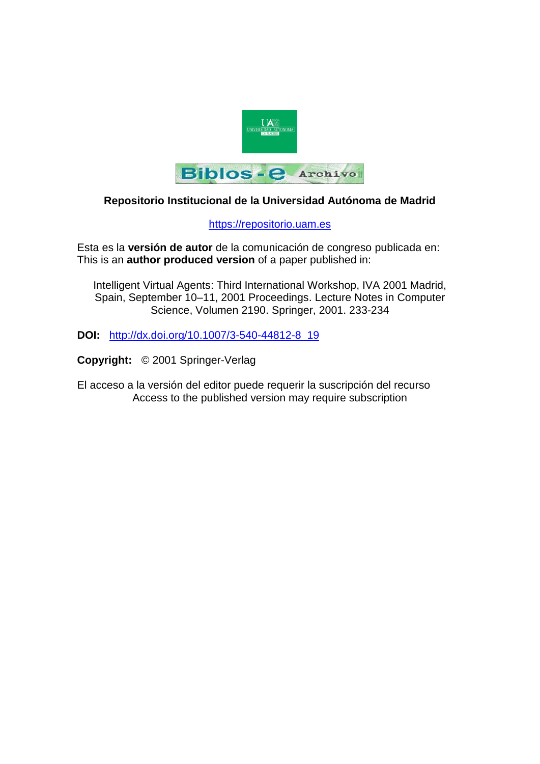**Repositorio Institucional de la Universidad Autónoma de Madrid**

https://repositorio.uam.es

Esta es la **versión de autor** de la comunicación de congreso publicada en:
This is an **author produced version** of a paper published in:

Intelligent Virtual Agents: Third International Workshop, IVA 2001 Madrid, Spain, September 10–11, 2001 Proceedings. Lecture Notes in Computer Science, Volumen 2190. Springer, 2001. 233-234

**DOI:** http://dx.doi.org/10.1007/3-540-44812-8_19

**Copyright:** © 2001 Springer-Verlag

El acceso a la versión del editor puede requerir la suscripción del recurso
Access to the published version may require subscription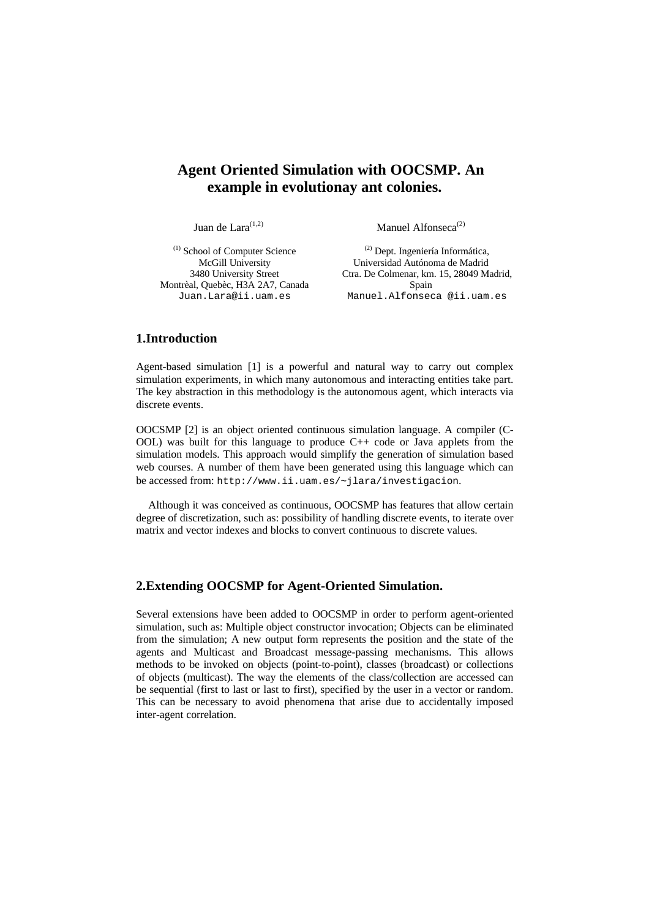# Agent Oriented Simulation with OOCSMP. An example in evolutionay ant colonies.

Juan de Lara[1,2]

[1] School of Computer Science
McGill University
3480 University Street
Montrèal, Quebèc, H3A 2A7, Canada
Juan.Lara@ii.uam.es

Manuel Alfonseca[2]

[2] Dept. Ingeniería Informática,
Universidad Autónoma de Madrid
Ctra. De Colmenar, km. 15, 28049 Madrid, Spain
Manuel.Alfonseca @ii.uam.es

## 1.Introduction

Agent-based simulation [1] is a powerful and natural way to carry out complex simulation experiments, in which many autonomous and interacting entities take part. The key abstraction in this methodology is the autonomous agent, which interacts via discrete events.

OOCSMP [2] is an object oriented continuous simulation language. A compiler (C-OOL) was built for this language to produce C++ code or Java applets from the simulation models. This approach would simplify the generation of simulation based web courses. A number of them have been generated using this language which can be accessed from: http://www.ii.uam.es/~jlara/investigacion.

Although it was conceived as continuous, OOCSMP has features that allow certain degree of discretization, such as: possibility of handling discrete events, to iterate over matrix and vector indexes and blocks to convert continuous to discrete values.

## 2.Extending OOCSMP for Agent-Oriented Simulation.

Several extensions have been added to OOCSMP in order to perform agent-oriented simulation, such as: Multiple object constructor invocation; Objects can be eliminated from the simulation; A new output form represents the position and the state of the agents and Multicast and Broadcast message-passing mechanisms. This allows methods to be invoked on objects (point-to-point), classes (broadcast) or collections of objects (multicast). The way the elements of the class/collection are accessed can be sequential (first to last or last to first), specified by the user in a vector or random. This can be necessary to avoid phenomena that arise due to accidentally imposed inter-agent correlation.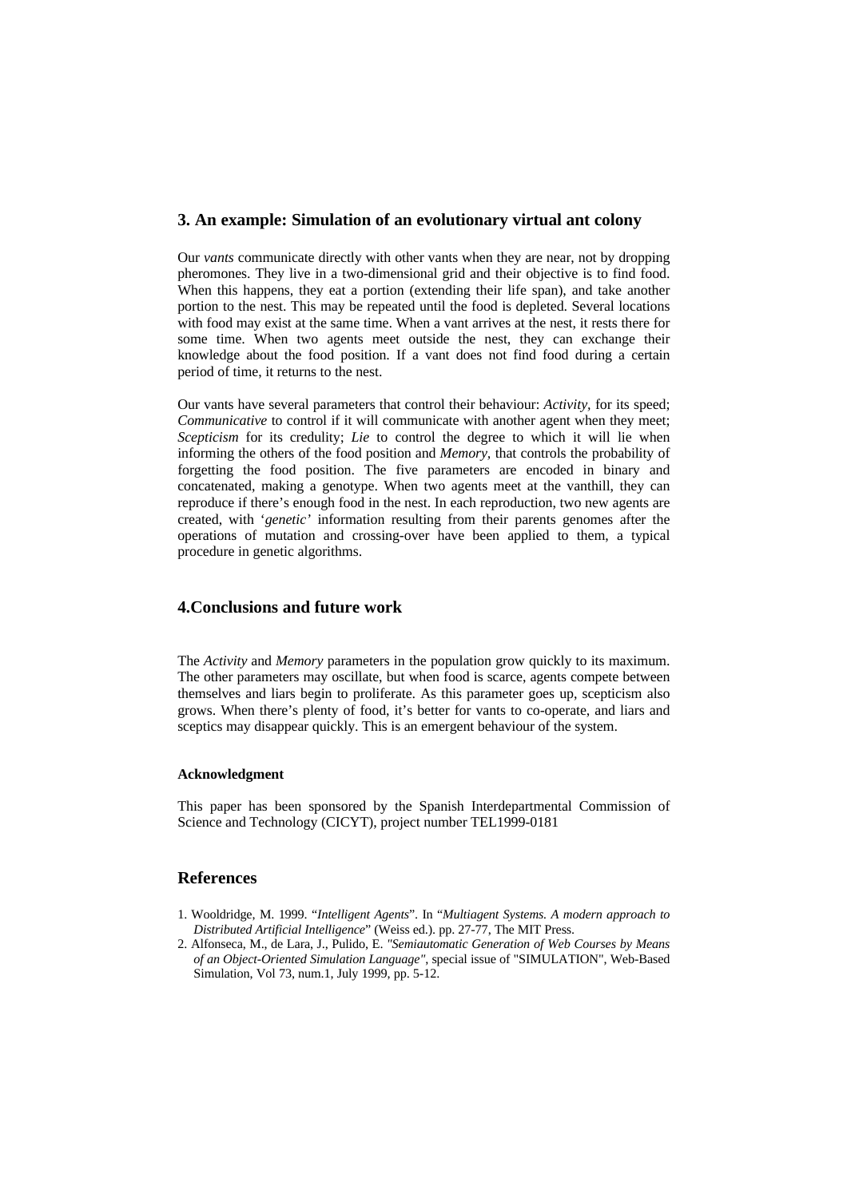## 3. An example: Simulation of an evolutionary virtual ant colony

Our *vants* communicate directly with other vants when they are near, not by dropping pheromones. They live in a two-dimensional grid and their objective is to find food. When this happens, they eat a portion (extending their life span), and take another portion to the nest. This may be repeated until the food is depleted. Several locations with food may exist at the same time. When a vant arrives at the nest, it rests there for some time. When two agents meet outside the nest, they can exchange their knowledge about the food position. If a vant does not find food during a certain period of time, it returns to the nest.

Our vants have several parameters that control their behaviour: *Activity*, for its speed; *Communicative* to control if it will communicate with another agent when they meet; *Scepticism* for its credulity; *Lie* to control the degree to which it will lie when informing the others of the food position and *Memory*, that controls the probability of forgetting the food position. The five parameters are encoded in binary and concatenated, making a genotype. When two agents meet at the vanthill, they can reproduce if there's enough food in the nest. In each reproduction, two new agents are created, with '*genetic'* information resulting from their parents genomes after the operations of mutation and crossing-over have been applied to them, a typical procedure in genetic algorithms.

## 4.Conclusions and future work

The *Activity* and *Memory* parameters in the population grow quickly to its maximum. The other parameters may oscillate, but when food is scarce, agents compete between themselves and liars begin to proliferate. As this parameter goes up, scepticism also grows. When there's plenty of food, it's better for vants to co-operate, and liars and sceptics may disappear quickly. This is an emergent behaviour of the system.

#### Acknowledgment

This paper has been sponsored by the Spanish Interdepartmental Commission of Science and Technology (CICYT), project number TEL1999-0181

## References

1. Wooldridge, M. 1999. "*Intelligent Agents*". In "*Multiagent Systems. A modern approach to Distributed Artificial Intelligence*" (Weiss ed.). pp. 27-77, The MIT Press.
2. Alfonseca, M., de Lara, J., Pulido, E. *"Semiautomatic Generation of Web Courses by Means of an Object-Oriented Simulation Language"*, special issue of "SIMULATION", Web-Based Simulation, Vol 73, num.1, July 1999, pp. 5-12.